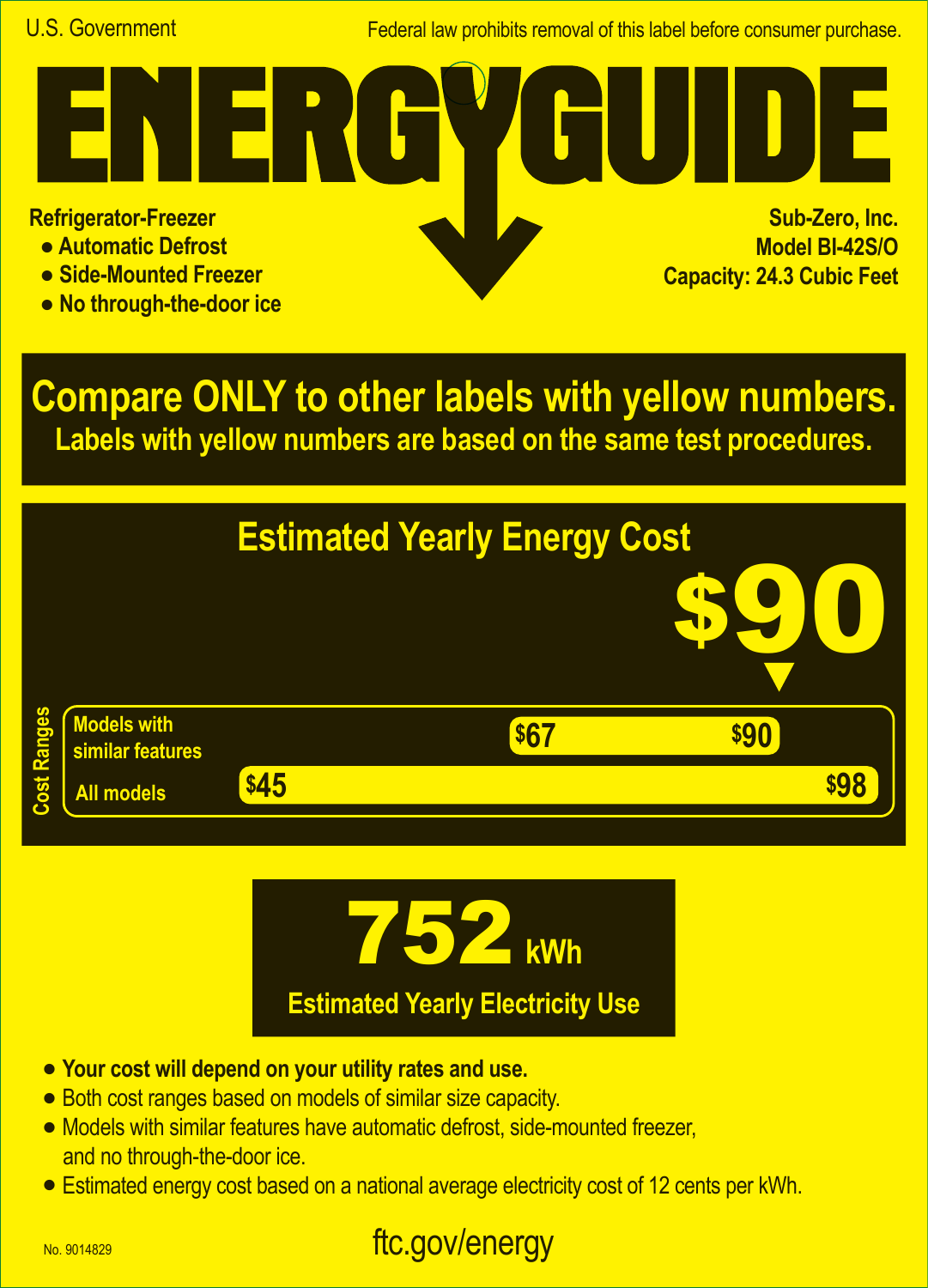U.S. Government

Federal law prohibits removal of this label before consumer purchase.

# ENERGYGUIDE

**Refrigerator-Freezer**
- **Automatic Defrost**
- **Side-Mounted Freezer**
- **No through-the-door ice**

**Sub-Zero, Inc.**
**Model BI-42S/O**
**Capacity: 24.3 Cubic Feet**

## Compare ONLY to other labels with yellow numbers.

**Labels with yellow numbers are based on the same test procedures.**

## Estimated Yearly Energy Cost

# $90

**Cost Ranges**

| | Low | High |
|---|---|---|
| Models with similar features | $67 | $90 |
| All models | $45 | $98 |

# 752 kWh

**Estimated Yearly Electricity Use**

- **Your cost will depend on your utility rates and use.**
- Both cost ranges based on models of similar size capacity.
- Models with similar features have automatic defrost, side-mounted freezer, and no through-the-door ice.
- Estimated energy cost based on a national average electricity cost of 12 cents per kWh.

No. 9014829

ftc.gov/energy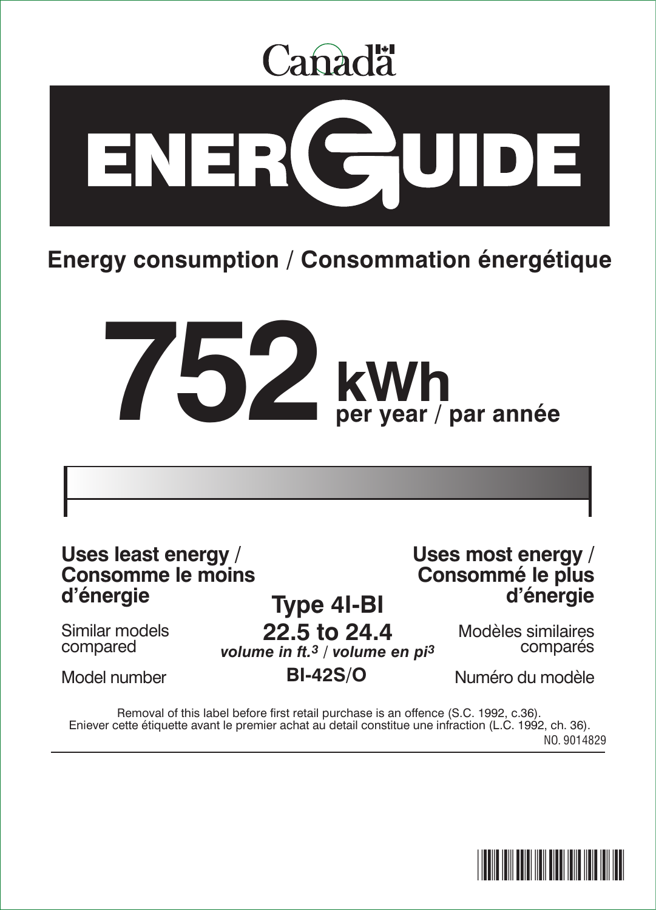Canadä

# ENERGUIDE

## Energy consumption / Consommation énergétique

# 752 kWh per year / par année

**Uses least energy / Consomme le moins d'énergie**

**Uses most energy / Consommé le plus d'énergie**

**Type 4I-BI**

Similar models compared

**22.5 to 24.4**

*volume in ft.$^3$ / volume en pi$^3$*

Modèles similaires comparés

Model number

**BI-42S/O**

Numéro du modèle

Removal of this label before first retail purchase is an offence (S.C. 1992, c.36).
Eniever cette étiquette avant le premier achat au detail constitue une infraction (L.C. 1992, ch. 36).

NO. 9014829